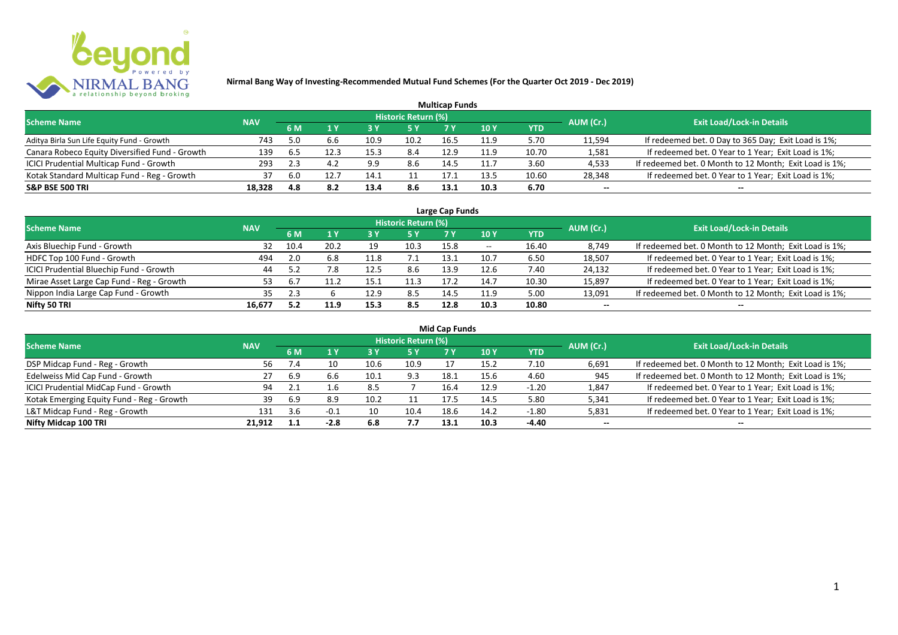# Nirmal Bang Way of Investing-Recommended Mutual Fund Schemes (For the Quarter Oct 2019 - Dec 2019)

## Multicap Funds

| Scheme Name | NAV | Historic Return (%) | | | | | | | AUM (Cr.) | Exit Load/Lock-in Details |
|---|---|---|---|---|---|---|---|---|---|---|
| | | 6 M | 1 Y | 3 Y | 5 Y | 7 Y | 10 Y | YTD | | |
| Aditya Birla Sun Life Equity Fund - Growth | 743 | 5.0 | 6.6 | 10.9 | 10.2 | 16.5 | 11.9 | 5.70 | 11,594 | If redeemed bet. 0 Day to 365 Day; Exit Load is 1%; |
| Canara Robeco Equity Diversified Fund - Growth | 139 | 6.5 | 12.3 | 15.3 | 8.4 | 12.9 | 11.9 | 10.70 | 1,581 | If redeemed bet. 0 Year to 1 Year; Exit Load is 1%; |
| ICICI Prudential Multicap Fund - Growth | 293 | 2.3 | 4.2 | 9.9 | 8.6 | 14.5 | 11.7 | 3.60 | 4,533 | If redeemed bet. 0 Month to 12 Month; Exit Load is 1%; |
| Kotak Standard Multicap Fund - Reg - Growth | 37 | 6.0 | 12.7 | 14.1 | 11 | 17.1 | 13.5 | 10.60 | 28,348 | If redeemed bet. 0 Year to 1 Year; Exit Load is 1%; |
| **S&P BSE 500 TRI** | **18,328** | **4.8** | **8.2** | **13.4** | **8.6** | **13.1** | **10.3** | **6.70** | -- | -- |

## Large Cap Funds

| Scheme Name | NAV | Historic Return (%) | | | | | | | AUM (Cr.) | Exit Load/Lock-in Details |
|---|---|---|---|---|---|---|---|---|---|---|
| | | 6 M | 1 Y | 3 Y | 5 Y | 7 Y | 10 Y | YTD | | |
| Axis Bluechip Fund - Growth | 32 | 10.4 | 20.2 | 19 | 10.3 | 15.8 | -- | 16.40 | 8,749 | If redeemed bet. 0 Month to 12 Month; Exit Load is 1%; |
| HDFC Top 100 Fund - Growth | 494 | 2.0 | 6.8 | 11.8 | 7.1 | 13.1 | 10.7 | 6.50 | 18,507 | If redeemed bet. 0 Year to 1 Year; Exit Load is 1%; |
| ICICI Prudential Bluechip Fund - Growth | 44 | 5.2 | 7.8 | 12.5 | 8.6 | 13.9 | 12.6 | 7.40 | 24,132 | If redeemed bet. 0 Year to 1 Year; Exit Load is 1%; |
| Mirae Asset Large Cap Fund - Reg - Growth | 53 | 6.7 | 11.2 | 15.1 | 11.3 | 17.2 | 14.7 | 10.30 | 15,897 | If redeemed bet. 0 Year to 1 Year; Exit Load is 1%; |
| Nippon India Large Cap Fund - Growth | 35 | 2.3 | 6 | 12.9 | 8.5 | 14.5 | 11.9 | 5.00 | 13,091 | If redeemed bet. 0 Month to 12 Month; Exit Load is 1%; |
| **Nifty 50 TRI** | **16,677** | **5.2** | **11.9** | **15.3** | **8.5** | **12.8** | **10.3** | **10.80** | -- | -- |

## Mid Cap Funds

| Scheme Name | NAV | Historic Return (%) | | | | | | | AUM (Cr.) | Exit Load/Lock-in Details |
|---|---|---|---|---|---|---|---|---|---|---|
| | | 6 M | 1 Y | 3 Y | 5 Y | 7 Y | 10 Y | YTD | | |
| DSP Midcap Fund - Reg - Growth | 56 | 7.4 | 10 | 10.6 | 10.9 | 17 | 15.2 | 7.10 | 6,691 | If redeemed bet. 0 Month to 12 Month; Exit Load is 1%; |
| Edelweiss Mid Cap Fund - Growth | 27 | 6.9 | 6.6 | 10.1 | 9.3 | 18.1 | 15.6 | 4.60 | 945 | If redeemed bet. 0 Month to 12 Month; Exit Load is 1%; |
| ICICI Prudential MidCap Fund - Growth | 94 | 2.1 | 1.6 | 8.5 | 7 | 16.4 | 12.9 | -1.20 | 1,847 | If redeemed bet. 0 Year to 1 Year; Exit Load is 1%; |
| Kotak Emerging Equity Fund - Reg - Growth | 39 | 6.9 | 8.9 | 10.2 | 11 | 17.5 | 14.5 | 5.80 | 5,341 | If redeemed bet. 0 Year to 1 Year; Exit Load is 1%; |
| L&T Midcap Fund - Reg - Growth | 131 | 3.6 | -0.1 | 10 | 10.4 | 18.6 | 14.2 | -1.80 | 5,831 | If redeemed bet. 0 Year to 1 Year; Exit Load is 1%; |
| **Nifty Midcap 100 TRI** | **21,912** | **1.1** | **-2.8** | **6.8** | **7.7** | **13.1** | **10.3** | **-4.40** | -- | -- |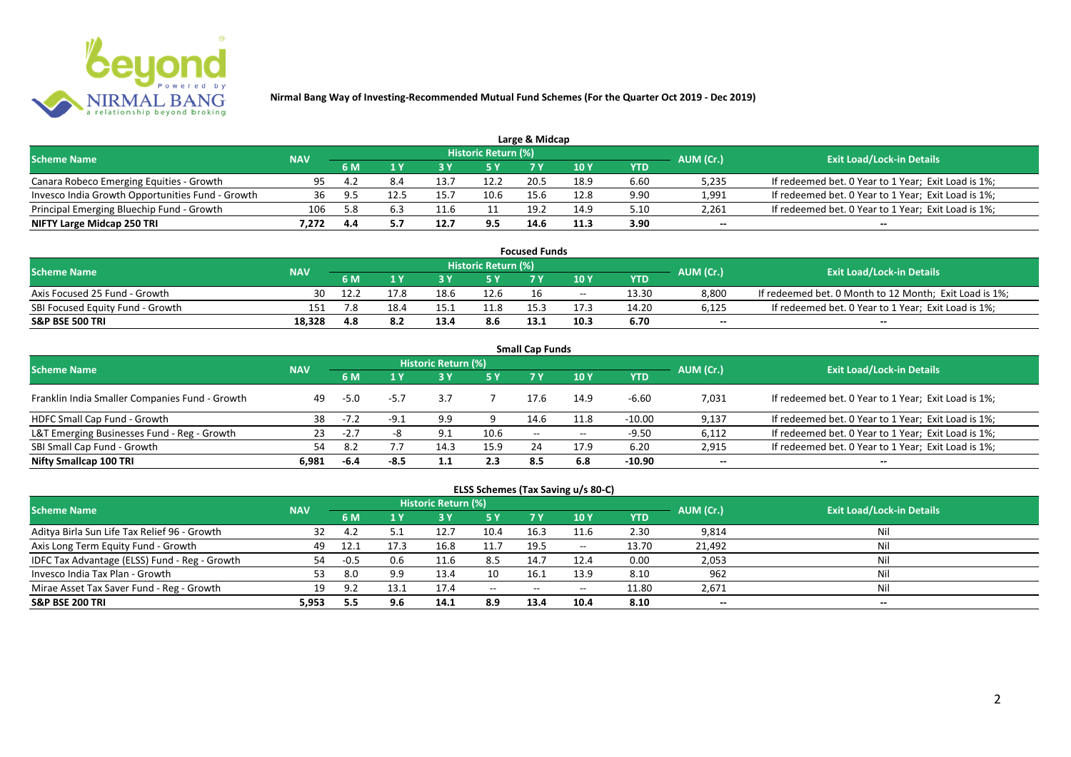# Nirmal Bang Way of Investing-Recommended Mutual Fund Schemes (For the Quarter Oct 2019 - Dec 2019)

## Large & Midcap

| Scheme Name | NAV | Historic Return (%) | | | | | | | AUM (Cr.) | Exit Load/Lock-in Details |
|---|---|---|---|---|---|---|---|---|---|---|
| | | 6 M | 1 Y | 3 Y | 5 Y | 7 Y | 10 Y | YTD | | |
| Canara Robeco Emerging Equities - Growth | 95 | 4.2 | 8.4 | 13.7 | 12.2 | 20.5 | 18.9 | 6.60 | 5,235 | If redeemed bet. 0 Year to 1 Year; Exit Load is 1%; |
| Invesco India Growth Opportunities Fund - Growth | 36 | 9.5 | 12.5 | 15.7 | 10.6 | 15.6 | 12.8 | 9.90 | 1,991 | If redeemed bet. 0 Year to 1 Year; Exit Load is 1%; |
| Principal Emerging Bluechip Fund - Growth | 106 | 5.8 | 6.3 | 11.6 | 11 | 19.2 | 14.9 | 5.10 | 2,261 | If redeemed bet. 0 Year to 1 Year; Exit Load is 1%; |
| **NIFTY Large Midcap 250 TRI** | **7,272** | **4.4** | **5.7** | **12.7** | **9.5** | **14.6** | **11.3** | **3.90** | **--** | **--** |

## Focused Funds

| Scheme Name | NAV | Historic Return (%) | | | | | | | AUM (Cr.) | Exit Load/Lock-in Details |
|---|---|---|---|---|---|---|---|---|---|---|
| | | 6 M | 1 Y | 3 Y | 5 Y | 7 Y | 10 Y | YTD | | |
| Axis Focused 25 Fund - Growth | 30 | 12.2 | 17.8 | 18.6 | 12.6 | 16 | -- | 13.30 | 8,800 | If redeemed bet. 0 Month to 12 Month; Exit Load is 1%; |
| SBI Focused Equity Fund - Growth | 151 | 7.8 | 18.4 | 15.1 | 11.8 | 15.3 | 17.3 | 14.20 | 6,125 | If redeemed bet. 0 Year to 1 Year; Exit Load is 1%; |
| **S&P BSE 500 TRI** | **18,328** | **4.8** | **8.2** | **13.4** | **8.6** | **13.1** | **10.3** | **6.70** | **--** | **--** |

## Small Cap Funds

| Scheme Name | NAV | Historic Return (%) | | | | | | | AUM (Cr.) | Exit Load/Lock-in Details |
|---|---|---|---|---|---|---|---|---|---|---|
| | | 6 M | 1 Y | 3 Y | 5 Y | 7 Y | 10 Y | YTD | | |
| Franklin India Smaller Companies Fund - Growth | 49 | -5.0 | -5.7 | 3.7 | 7 | 17.6 | 14.9 | -6.60 | 7,031 | If redeemed bet. 0 Year to 1 Year; Exit Load is 1%; |
| HDFC Small Cap Fund - Growth | 38 | -7.2 | -9.1 | 9.9 | 9 | 14.6 | 11.8 | -10.00 | 9,137 | If redeemed bet. 0 Year to 1 Year; Exit Load is 1%; |
| L&T Emerging Businesses Fund - Reg - Growth | 23 | -2.7 | -8 | 9.1 | 10.6 | -- | -- | -9.50 | 6,112 | If redeemed bet. 0 Year to 1 Year; Exit Load is 1%; |
| SBI Small Cap Fund - Growth | 54 | 8.2 | 7.7 | 14.3 | 15.9 | 24 | 17.9 | 6.20 | 2,915 | If redeemed bet. 0 Year to 1 Year; Exit Load is 1%; |
| **Nifty Smallcap 100 TRI** | **6,981** | **-6.4** | **-8.5** | **1.1** | **2.3** | **8.5** | **6.8** | **-10.90** | **--** | **--** |

## ELSS Schemes (Tax Saving u/s 80-C)

| Scheme Name | NAV | Historic Return (%) | | | | | | | AUM (Cr.) | Exit Load/Lock-in Details |
|---|---|---|---|---|---|---|---|---|---|---|
| | | 6 M | 1 Y | 3 Y | 5 Y | 7 Y | 10 Y | YTD | | |
| Aditya Birla Sun Life Tax Relief 96 - Growth | 32 | 4.2 | 5.1 | 12.7 | 10.4 | 16.3 | 11.6 | 2.30 | 9,814 | Nil |
| Axis Long Term Equity Fund - Growth | 49 | 12.1 | 17.3 | 16.8 | 11.7 | 19.5 | -- | 13.70 | 21,492 | Nil |
| IDFC Tax Advantage (ELSS) Fund - Reg - Growth | 54 | -0.5 | 0.6 | 11.6 | 8.5 | 14.7 | 12.4 | 0.00 | 2,053 | Nil |
| Invesco India Tax Plan - Growth | 53 | 8.0 | 9.9 | 13.4 | 10 | 16.1 | 13.9 | 8.10 | 962 | Nil |
| Mirae Asset Tax Saver Fund - Reg - Growth | 19 | 9.2 | 13.1 | 17.4 | -- | -- | -- | 11.80 | 2,671 | Nil |
| **S&P BSE 200 TRI** | **5,953** | **5.5** | **9.6** | **14.1** | **8.9** | **13.4** | **10.4** | **8.10** | **--** | **--** |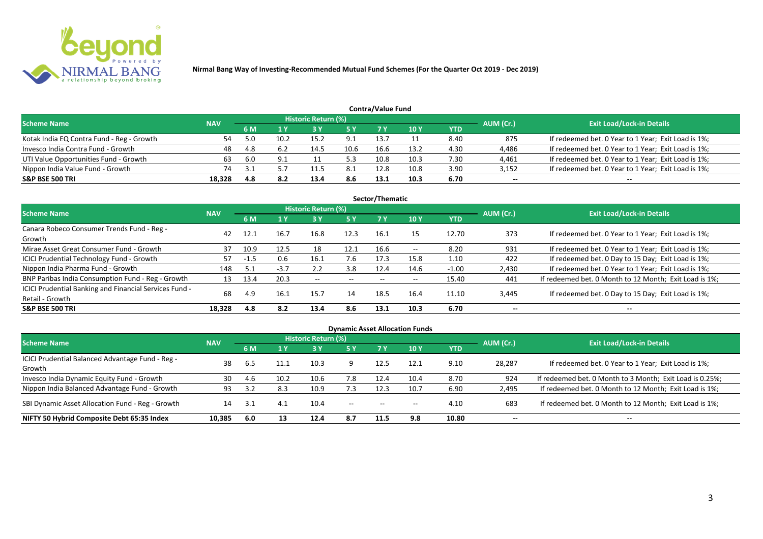**Nirmal Bang Way of Investing-Recommended Mutual Fund Schemes (For the Quarter Oct 2019 - Dec 2019)**

## Contra/Value Fund

| Scheme Name | NAV | Historic Return (%) | | | | | | | AUM (Cr.) | Exit Load/Lock-in Details |
|---|---|---|---|---|---|---|---|---|---|---|
| | | 6 M | 1 Y | 3 Y | 5 Y | 7 Y | 10 Y | YTD | | |
| Kotak India EQ Contra Fund - Reg - Growth | 54 | 5.0 | 10.2 | 15.2 | 9.1 | 13.7 | 11 | 8.40 | 875 | If redeemed bet. 0 Year to 1 Year; Exit Load is 1%; |
| Invesco India Contra Fund - Growth | 48 | 4.8 | 6.2 | 14.5 | 10.6 | 16.6 | 13.2 | 4.30 | 4,486 | If redeemed bet. 0 Year to 1 Year; Exit Load is 1%; |
| UTI Value Opportunities Fund - Growth | 63 | 6.0 | 9.1 | 11 | 5.3 | 10.8 | 10.3 | 7.30 | 4,461 | If redeemed bet. 0 Year to 1 Year; Exit Load is 1%; |
| Nippon India Value Fund - Growth | 74 | 3.1 | 5.7 | 11.5 | 8.1 | 12.8 | 10.8 | 3.90 | 3,152 | If redeemed bet. 0 Year to 1 Year; Exit Load is 1%; |
| **S&P BSE 500 TRI** | **18,328** | **4.8** | **8.2** | **13.4** | **8.6** | **13.1** | **10.3** | **6.70** | -- | -- |

## Sector/Thematic

| Scheme Name | NAV | Historic Return (%) | | | | | | | AUM (Cr.) | Exit Load/Lock-in Details |
|---|---|---|---|---|---|---|---|---|---|---|
| | | 6 M | 1 Y | 3 Y | 5 Y | 7 Y | 10 Y | YTD | | |
| Canara Robeco Consumer Trends Fund - Reg - Growth | 42 | 12.1 | 16.7 | 16.8 | 12.3 | 16.1 | 15 | 12.70 | 373 | If redeemed bet. 0 Year to 1 Year; Exit Load is 1%; |
| Mirae Asset Great Consumer Fund - Growth | 37 | 10.9 | 12.5 | 18 | 12.1 | 16.6 | -- | 8.20 | 931 | If redeemed bet. 0 Year to 1 Year; Exit Load is 1%; |
| ICICI Prudential Technology Fund - Growth | 57 | -1.5 | 0.6 | 16.1 | 7.6 | 17.3 | 15.8 | 1.10 | 422 | If redeemed bet. 0 Day to 15 Day; Exit Load is 1%; |
| Nippon India Pharma Fund - Growth | 148 | 5.1 | -3.7 | 2.2 | 3.8 | 12.4 | 14.6 | -1.00 | 2,430 | If redeemed bet. 0 Year to 1 Year; Exit Load is 1%; |
| BNP Paribas India Consumption Fund - Reg - Growth | 13 | 13.4 | 20.3 | -- | -- | -- | -- | 15.40 | 441 | If redeemed bet. 0 Month to 12 Month; Exit Load is 1%; |
| ICICI Prudential Banking and Financial Services Fund - Retail - Growth | 68 | 4.9 | 16.1 | 15.7 | 14 | 18.5 | 16.4 | 11.10 | 3,445 | If redeemed bet. 0 Day to 15 Day; Exit Load is 1%; |
| **S&P BSE 500 TRI** | **18,328** | **4.8** | **8.2** | **13.4** | **8.6** | **13.1** | **10.3** | **6.70** | -- | -- |

## Dynamic Asset Allocation Funds

| Scheme Name | NAV | Historic Return (%) | | | | | | | AUM (Cr.) | Exit Load/Lock-in Details |
|---|---|---|---|---|---|---|---|---|---|---|
| | | 6 M | 1 Y | 3 Y | 5 Y | 7 Y | 10 Y | YTD | | |
| ICICI Prudential Balanced Advantage Fund - Reg - Growth | 38 | 6.5 | 11.1 | 10.3 | 9 | 12.5 | 12.1 | 9.10 | 28,287 | If redeemed bet. 0 Year to 1 Year; Exit Load is 1%; |
| Invesco India Dynamic Equity Fund - Growth | 30 | 4.6 | 10.2 | 10.6 | 7.8 | 12.4 | 10.4 | 8.70 | 924 | If redeemed bet. 0 Month to 3 Month; Exit Load is 0.25%; |
| Nippon India Balanced Advantage Fund - Growth | 93 | 3.2 | 8.3 | 10.9 | 7.3 | 12.3 | 10.7 | 6.90 | 2,495 | If redeemed bet. 0 Month to 12 Month; Exit Load is 1%; |
| SBI Dynamic Asset Allocation Fund - Reg - Growth | 14 | 3.1 | 4.1 | 10.4 | -- | -- | -- | 4.10 | 683 | If redeemed bet. 0 Month to 12 Month; Exit Load is 1%; |
| **NIFTY 50 Hybrid Composite Debt 65:35 Index** | **10,385** | **6.0** | **13** | **12.4** | **8.7** | **11.5** | **9.8** | **10.80** | -- | -- |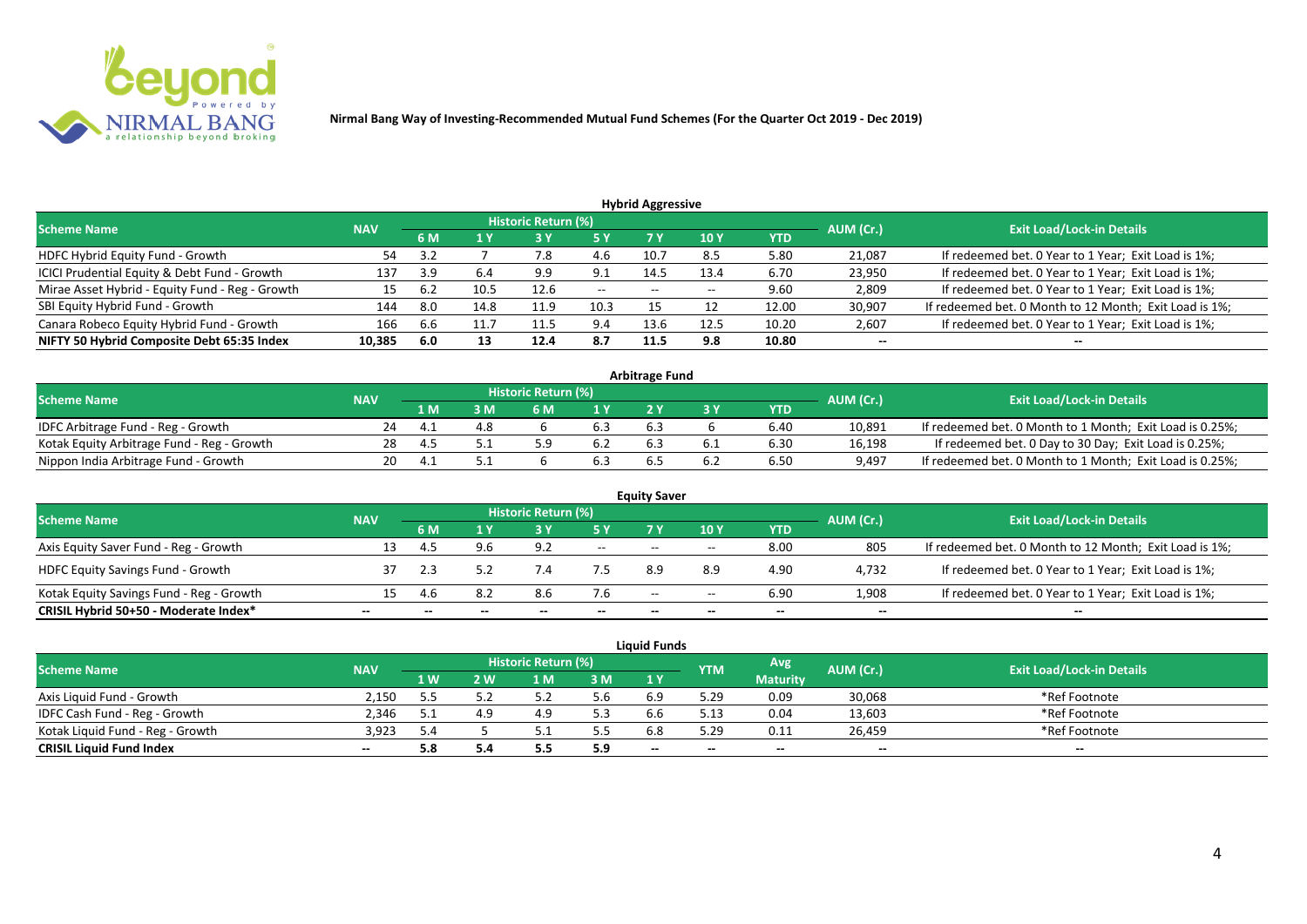**Nirmal Bang Way of Investing-Recommended Mutual Fund Schemes (For the Quarter Oct 2019 - Dec 2019)**

## Hybrid Aggressive

| Scheme Name | NAV | Historic Return (%) | | | | | | | AUM (Cr.) | Exit Load/Lock-in Details |
|---|---|---|---|---|---|---|---|---|---|---|
| | | 6 M | 1 Y | 3 Y | 5 Y | 7 Y | 10 Y | YTD | | |
| HDFC Hybrid Equity Fund - Growth | 54 | 3.2 | 7 | 7.8 | 4.6 | 10.7 | 8.5 | 5.80 | 21,087 | If redeemed bet. 0 Year to 1 Year; Exit Load is 1%; |
| ICICI Prudential Equity & Debt Fund - Growth | 137 | 3.9 | 6.4 | 9.9 | 9.1 | 14.5 | 13.4 | 6.70 | 23,950 | If redeemed bet. 0 Year to 1 Year; Exit Load is 1%; |
| Mirae Asset Hybrid - Equity Fund - Reg - Growth | 15 | 6.2 | 10.5 | 12.6 | -- | -- | -- | 9.60 | 2,809 | If redeemed bet. 0 Year to 1 Year; Exit Load is 1%; |
| SBI Equity Hybrid Fund - Growth | 144 | 8.0 | 14.8 | 11.9 | 10.3 | 15 | 12 | 12.00 | 30,907 | If redeemed bet. 0 Month to 12 Month; Exit Load is 1%; |
| Canara Robeco Equity Hybrid Fund - Growth | 166 | 6.6 | 11.7 | 11.5 | 9.4 | 13.6 | 12.5 | 10.20 | 2,607 | If redeemed bet. 0 Year to 1 Year; Exit Load is 1%; |
| **NIFTY 50 Hybrid Composite Debt 65:35 Index** | **10,385** | **6.0** | **13** | **12.4** | **8.7** | **11.5** | **9.8** | **10.80** | **--** | **--** |

## Arbitrage Fund

| Scheme Name | NAV | Historic Return (%) | | | | | | | AUM (Cr.) | Exit Load/Lock-in Details |
|---|---|---|---|---|---|---|---|---|---|---|
| | | 1 M | 3 M | 6 M | 1 Y | 2 Y | 3 Y | YTD | | |
| IDFC Arbitrage Fund - Reg - Growth | 24 | 4.1 | 4.8 | 6 | 6.3 | 6.3 | 6 | 6.40 | 10,891 | If redeemed bet. 0 Month to 1 Month; Exit Load is 0.25%; |
| Kotak Equity Arbitrage Fund - Reg - Growth | 28 | 4.5 | 5.1 | 5.9 | 6.2 | 6.3 | 6.1 | 6.30 | 16,198 | If redeemed bet. 0 Day to 30 Day; Exit Load is 0.25%; |
| Nippon India Arbitrage Fund - Growth | 20 | 4.1 | 5.1 | 6 | 6.3 | 6.5 | 6.2 | 6.50 | 9,497 | If redeemed bet. 0 Month to 1 Month; Exit Load is 0.25%; |

## Equity Saver

| Scheme Name | NAV | Historic Return (%) | | | | | | | AUM (Cr.) | Exit Load/Lock-in Details |
|---|---|---|---|---|---|---|---|---|---|---|
| | | 6 M | 1 Y | 3 Y | 5 Y | 7 Y | 10 Y | YTD | | |
| Axis Equity Saver Fund - Reg - Growth | 13 | 4.5 | 9.6 | 9.2 | -- | -- | -- | 8.00 | 805 | If redeemed bet. 0 Month to 12 Month; Exit Load is 1%; |
| HDFC Equity Savings Fund - Growth | 37 | 2.3 | 5.2 | 7.4 | 7.5 | 8.9 | 8.9 | 4.90 | 4,732 | If redeemed bet. 0 Year to 1 Year; Exit Load is 1%; |
| Kotak Equity Savings Fund - Reg - Growth | 15 | 4.6 | 8.2 | 8.6 | 7.6 | -- | -- | 6.90 | 1,908 | If redeemed bet. 0 Year to 1 Year; Exit Load is 1%; |
| **CRISIL Hybrid 50+50 - Moderate Index*** | **--** | **--** | **--** | **--** | **--** | **--** | **--** | **--** | **--** | **--** |

## Liquid Funds

| Scheme Name | NAV | Historic Return (%) | | | | | YTM | Avg Maturity | AUM (Cr.) | Exit Load/Lock-in Details |
|---|---|---|---|---|---|---|---|---|---|---|
| | | 1 W | 2 W | 1 M | 3 M | 1 Y | | | | |
| Axis Liquid Fund - Growth | 2,150 | 5.5 | 5.2 | 5.2 | 5.6 | 6.9 | 5.29 | 0.09 | 30,068 | *Ref Footnote |
| IDFC Cash Fund - Reg - Growth | 2,346 | 5.1 | 4.9 | 4.9 | 5.3 | 6.6 | 5.13 | 0.04 | 13,603 | *Ref Footnote |
| Kotak Liquid Fund - Reg - Growth | 3,923 | 5.4 | 5 | 5.1 | 5.5 | 6.8 | 5.29 | 0.11 | 26,459 | *Ref Footnote |
| **CRISIL Liquid Fund Index** | **--** | **5.8** | **5.4** | **5.5** | **5.9** | **--** | **--** | **--** | **--** | **--** |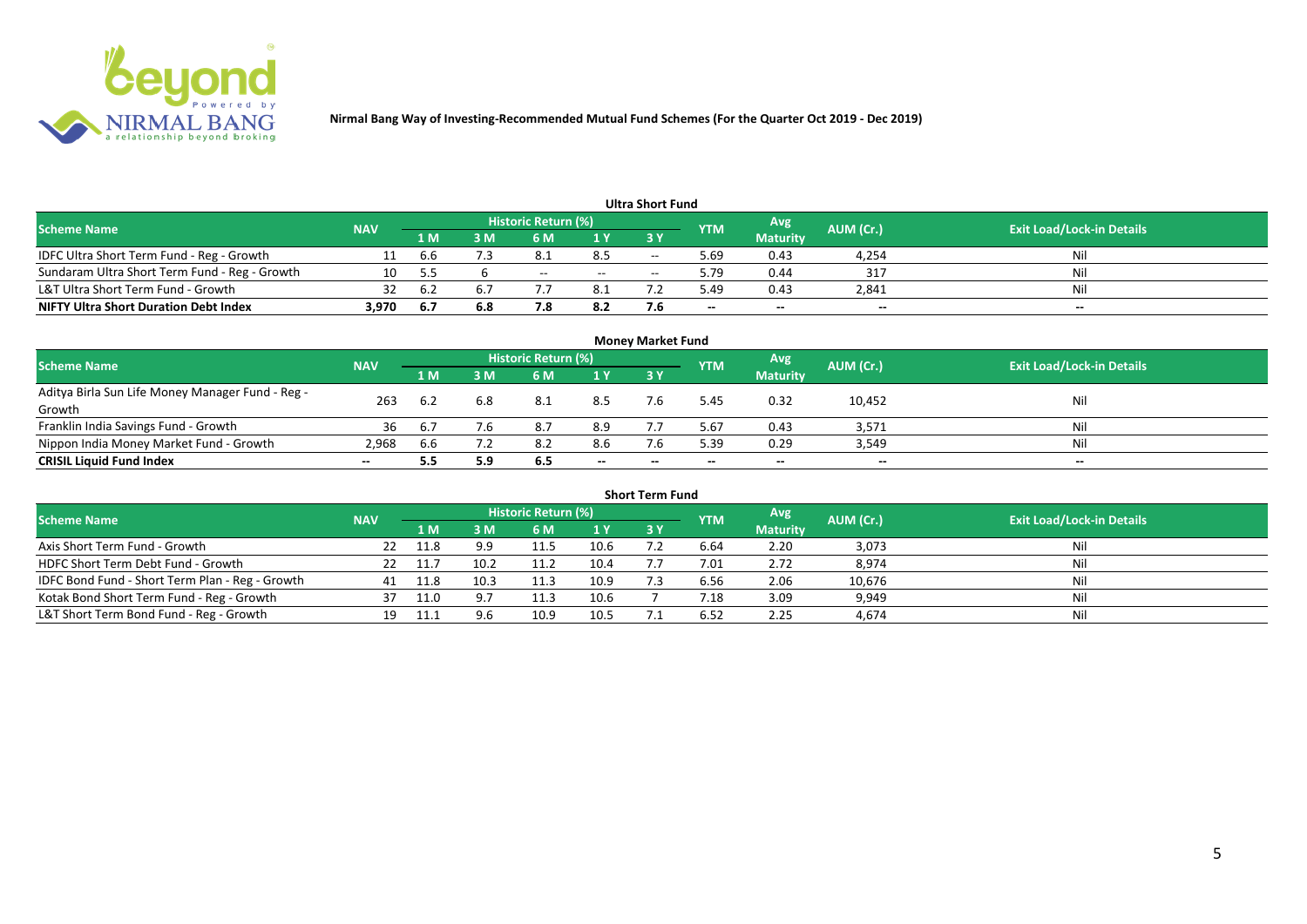Nirmal Bang Way of Investing-Recommended Mutual Fund Schemes (For the Quarter Oct 2019 - Dec 2019)

### Ultra Short Fund

| Scheme Name | NAV | Historic Return (%) | | | | | YTM | Avg Maturity | AUM (Cr.) | Exit Load/Lock-in Details |
|---|---|---|---|---|---|---|---|---|---|---|
| | | 1 M | 3 M | 6 M | 1 Y | 3 Y | | | | |
| IDFC Ultra Short Term Fund - Reg - Growth | 11 | 6.6 | 7.3 | 8.1 | 8.5 | -- | 5.69 | 0.43 | 4,254 | Nil |
| Sundaram Ultra Short Term Fund - Reg - Growth | 10 | 5.5 | 6 | -- | -- | -- | 5.79 | 0.44 | 317 | Nil |
| L&T Ultra Short Term Fund - Growth | 32 | 6.2 | 6.7 | 7.7 | 8.1 | 7.2 | 5.49 | 0.43 | 2,841 | Nil |
| **NIFTY Ultra Short Duration Debt Index** | **3,970** | **6.7** | **6.8** | **7.8** | **8.2** | **7.6** | **--** | **--** | **--** | **--** |

### Money Market Fund

| Scheme Name | NAV | Historic Return (%) | | | | | YTM | Avg Maturity | AUM (Cr.) | Exit Load/Lock-in Details |
|---|---|---|---|---|---|---|---|---|---|---|
| | | 1 M | 3 M | 6 M | 1 Y | 3 Y | | | | |
| Aditya Birla Sun Life Money Manager Fund - Reg - Growth | 263 | 6.2 | 6.8 | 8.1 | 8.5 | 7.6 | 5.45 | 0.32 | 10,452 | Nil |
| Franklin India Savings Fund - Growth | 36 | 6.7 | 7.6 | 8.7 | 8.9 | 7.7 | 5.67 | 0.43 | 3,571 | Nil |
| Nippon India Money Market Fund - Growth | 2,968 | 6.6 | 7.2 | 8.2 | 8.6 | 7.6 | 5.39 | 0.29 | 3,549 | Nil |
| **CRISIL Liquid Fund Index** | **--** | **5.5** | **5.9** | **6.5** | **--** | **--** | **--** | **--** | **--** | **--** |

### Short Term Fund

| Scheme Name | NAV | Historic Return (%) | | | | | YTM | Avg Maturity | AUM (Cr.) | Exit Load/Lock-in Details |
|---|---|---|---|---|---|---|---|---|---|---|
| | | 1 M | 3 M | 6 M | 1 Y | 3 Y | | | | |
| Axis Short Term Fund - Growth | 22 | 11.8 | 9.9 | 11.5 | 10.6 | 7.2 | 6.64 | 2.20 | 3,073 | Nil |
| HDFC Short Term Debt Fund - Growth | 22 | 11.7 | 10.2 | 11.2 | 10.4 | 7.7 | 7.01 | 2.72 | 8,974 | Nil |
| IDFC Bond Fund - Short Term Plan - Reg - Growth | 41 | 11.8 | 10.3 | 11.3 | 10.9 | 7.3 | 6.56 | 2.06 | 10,676 | Nil |
| Kotak Bond Short Term Fund - Reg - Growth | 37 | 11.0 | 9.7 | 11.3 | 10.6 | 7 | 7.18 | 3.09 | 9,949 | Nil |
| L&T Short Term Bond Fund - Reg - Growth | 19 | 11.1 | 9.6 | 10.9 | 10.5 | 7.1 | 6.52 | 2.25 | 4,674 | Nil |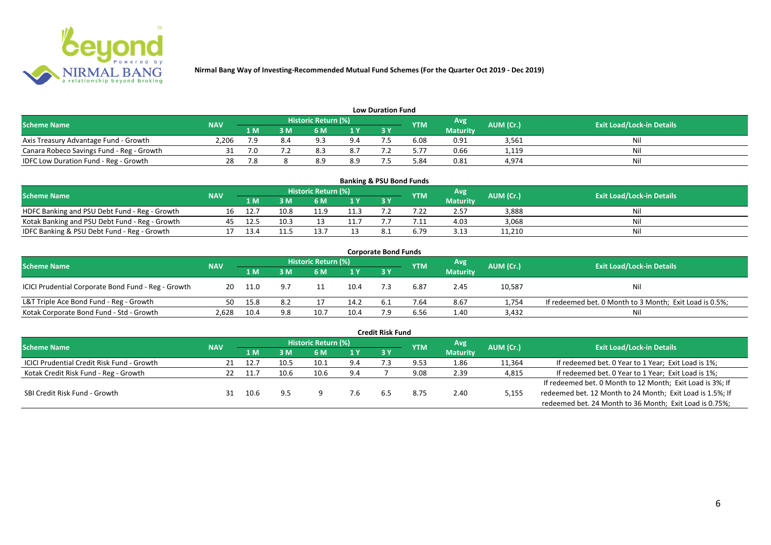Nirmal Bang Way of Investing-Recommended Mutual Fund Schemes (For the Quarter Oct 2019 - Dec 2019)

## Low Duration Fund

| Scheme Name | NAV | Historic Return (%) | | | | | YTM | Avg Maturity | AUM (Cr.) | Exit Load/Lock-in Details |
|---|---|---|---|---|---|---|---|---|---|---|
| | | 1 M | 3 M | 6 M | 1 Y | 3 Y | | | | |
| Axis Treasury Advantage Fund - Growth | 2,206 | 7.9 | 8.4 | 9.3 | 9.4 | 7.5 | 6.08 | 0.91 | 3,561 | Nil |
| Canara Robeco Savings Fund - Reg - Growth | 31 | 7.0 | 7.2 | 8.3 | 8.7 | 7.2 | 5.77 | 0.66 | 1,119 | Nil |
| IDFC Low Duration Fund - Reg - Growth | 28 | 7.8 | 8 | 8.9 | 8.9 | 7.5 | 5.84 | 0.81 | 4,974 | Nil |

## Banking & PSU Bond Funds

| Scheme Name | NAV | Historic Return (%) | | | | | YTM | Avg Maturity | AUM (Cr.) | Exit Load/Lock-in Details |
|---|---|---|---|---|---|---|---|---|---|---|
| | | 1 M | 3 M | 6 M | 1 Y | 3 Y | | | | |
| HDFC Banking and PSU Debt Fund - Reg - Growth | 16 | 12.7 | 10.8 | 11.9 | 11.3 | 7.2 | 7.22 | 2.57 | 3,888 | Nil |
| Kotak Banking and PSU Debt Fund - Reg - Growth | 45 | 12.5 | 10.3 | 13 | 11.7 | 7.7 | 7.11 | 4.03 | 3,068 | Nil |
| IDFC Banking & PSU Debt Fund - Reg - Growth | 17 | 13.4 | 11.5 | 13.7 | 13 | 8.1 | 6.79 | 3.13 | 11,210 | Nil |

## Corporate Bond Funds

| Scheme Name | NAV | Historic Return (%) | | | | | YTM | Avg Maturity | AUM (Cr.) | Exit Load/Lock-in Details |
|---|---|---|---|---|---|---|---|---|---|---|
| | | 1 M | 3 M | 6 M | 1 Y | 3 Y | | | | |
| ICICI Prudential Corporate Bond Fund - Reg - Growth | 20 | 11.0 | 9.7 | 11 | 10.4 | 7.3 | 6.87 | 2.45 | 10,587 | Nil |
| L&T Triple Ace Bond Fund - Reg - Growth | 50 | 15.8 | 8.2 | 17 | 14.2 | 6.1 | 7.64 | 8.67 | 1,754 | If redeemed bet. 0 Month to 3 Month; Exit Load is 0.5%; |
| Kotak Corporate Bond Fund - Std - Growth | 2,628 | 10.4 | 9.8 | 10.7 | 10.4 | 7.9 | 6.56 | 1.40 | 3,432 | Nil |

## Credit Risk Fund

| Scheme Name | NAV | Historic Return (%) | | | | | YTM | Avg Maturity | AUM (Cr.) | Exit Load/Lock-in Details |
|---|---|---|---|---|---|---|---|---|---|---|
| | | 1 M | 3 M | 6 M | 1 Y | 3 Y | | | | |
| ICICI Prudential Credit Risk Fund - Growth | 21 | 12.7 | 10.5 | 10.1 | 9.4 | 7.3 | 9.53 | 1.86 | 11,364 | If redeemed bet. 0 Year to 1 Year; Exit Load is 1%; |
| Kotak Credit Risk Fund - Reg - Growth | 22 | 11.7 | 10.6 | 10.6 | 9.4 | 7 | 9.08 | 2.39 | 4,815 | If redeemed bet. 0 Year to 1 Year; Exit Load is 1%; |
| SBI Credit Risk Fund - Growth | 31 | 10.6 | 9.5 | 9 | 7.6 | 6.5 | 8.75 | 2.40 | 5,155 | If redeemed bet. 0 Month to 12 Month; Exit Load is 3%; If redeemed bet. 12 Month to 24 Month; Exit Load is 1.5%; If redeemed bet. 24 Month to 36 Month; Exit Load is 0.75%; |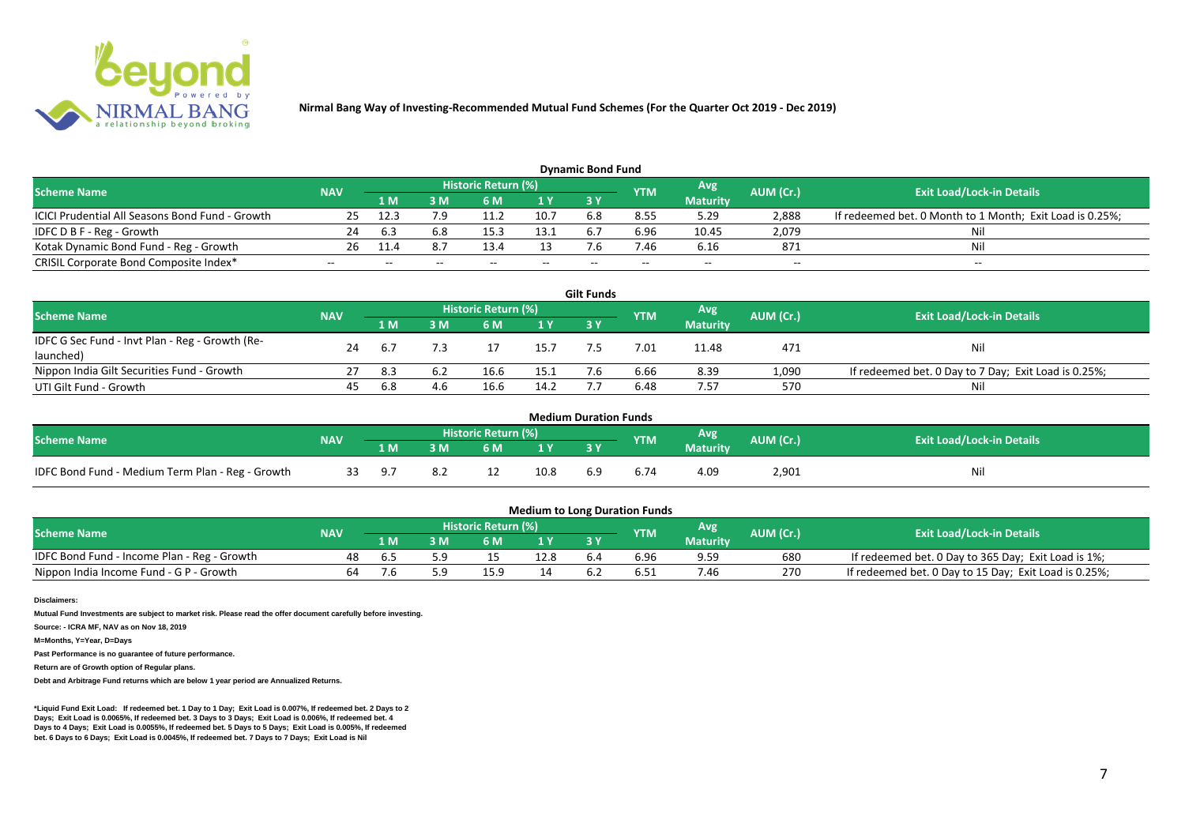**Nirmal Bang Way of Investing-Recommended Mutual Fund Schemes (For the Quarter Oct 2019 - Dec 2019)**

## Dynamic Bond Fund

| Scheme Name | NAV | Historic Return (%) | | | | | YTM | Avg Maturity | AUM (Cr.) | Exit Load/Lock-in Details |
|---|---|---|---|---|---|---|---|---|---|---|
| | | 1 M | 3 M | 6 M | 1 Y | 3 Y | | | | |
| ICICI Prudential All Seasons Bond Fund - Growth | 25 | 12.3 | 7.9 | 11.2 | 10.7 | 6.8 | 8.55 | 5.29 | 2,888 | If redeemed bet. 0 Month to 1 Month; Exit Load is 0.25%; |
| IDFC D B F - Reg - Growth | 24 | 6.3 | 6.8 | 15.3 | 13.1 | 6.7 | 6.96 | 10.45 | 2,079 | Nil |
| Kotak Dynamic Bond Fund - Reg - Growth | 26 | 11.4 | 8.7 | 13.4 | 13 | 7.6 | 7.46 | 6.16 | 871 | Nil |
| CRISIL Corporate Bond Composite Index* | -- | -- | -- | -- | -- | -- | -- | -- | -- | -- |

## Gilt Funds

| Scheme Name | NAV | Historic Return (%) | | | | | YTM | Avg Maturity | AUM (Cr.) | Exit Load/Lock-in Details |
|---|---|---|---|---|---|---|---|---|---|---|
| | | 1 M | 3 M | 6 M | 1 Y | 3 Y | | | | |
| IDFC G Sec Fund - Invt Plan - Reg - Growth (Re-launched) | 24 | 6.7 | 7.3 | 17 | 15.7 | 7.5 | 7.01 | 11.48 | 471 | Nil |
| Nippon India Gilt Securities Fund - Growth | 27 | 8.3 | 6.2 | 16.6 | 15.1 | 7.6 | 6.66 | 8.39 | 1,090 | If redeemed bet. 0 Day to 7 Day; Exit Load is 0.25%; |
| UTI Gilt Fund - Growth | 45 | 6.8 | 4.6 | 16.6 | 14.2 | 7.7 | 6.48 | 7.57 | 570 | Nil |

## Medium Duration Funds

| Scheme Name | NAV | Historic Return (%) | | | | | YTM | Avg Maturity | AUM (Cr.) | Exit Load/Lock-in Details |
|---|---|---|---|---|---|---|---|---|---|---|
| | | 1 M | 3 M | 6 M | 1 Y | 3 Y | | | | |
| IDFC Bond Fund - Medium Term Plan - Reg - Growth | 33 | 9.7 | 8.2 | 12 | 10.8 | 6.9 | 6.74 | 4.09 | 2,901 | Nil |

## Medium to Long Duration Funds

| Scheme Name | NAV | Historic Return (%) | | | | | YTM | Avg Maturity | AUM (Cr.) | Exit Load/Lock-in Details |
|---|---|---|---|---|---|---|---|---|---|---|
| | | 1 M | 3 M | 6 M | 1 Y | 3 Y | | | | |
| IDFC Bond Fund - Income Plan - Reg - Growth | 48 | 6.5 | 5.9 | 15 | 12.8 | 6.4 | 6.96 | 9.59 | 680 | If redeemed bet. 0 Day to 365 Day; Exit Load is 1%; |
| Nippon India Income Fund - G P - Growth | 64 | 7.6 | 5.9 | 15.9 | 14 | 6.2 | 6.51 | 7.46 | 270 | If redeemed bet. 0 Day to 15 Day; Exit Load is 0.25%; |

**Disclaimers:**

**Mutual Fund Investments are subject to market risk. Please read the offer document carefully before investing.**

**Source: - ICRA MF, NAV as on Nov 18, 2019**

**M=Months, Y=Year, D=Days**

**Past Performance is no guarantee of future performance.**

**Return are of Growth option of Regular plans.**

**Debt and Arbitrage Fund returns which are below 1 year period are Annualized Returns.**

**\*Liquid Fund Exit Load: If redeemed bet. 1 Day to 1 Day; Exit Load is 0.007%, If redeemed bet. 2 Days to 2 Days; Exit Load is 0.0065%, If redeemed bet. 3 Days to 3 Days; Exit Load is 0.006%, If redeemed bet. 4 Days to 4 Days; Exit Load is 0.0055%, If redeemed bet. 5 Days to 5 Days; Exit Load is 0.005%, If redeemed bet. 6 Days to 6 Days; Exit Load is 0.0045%, If redeemed bet. 7 Days to 7 Days; Exit Load is Nil**